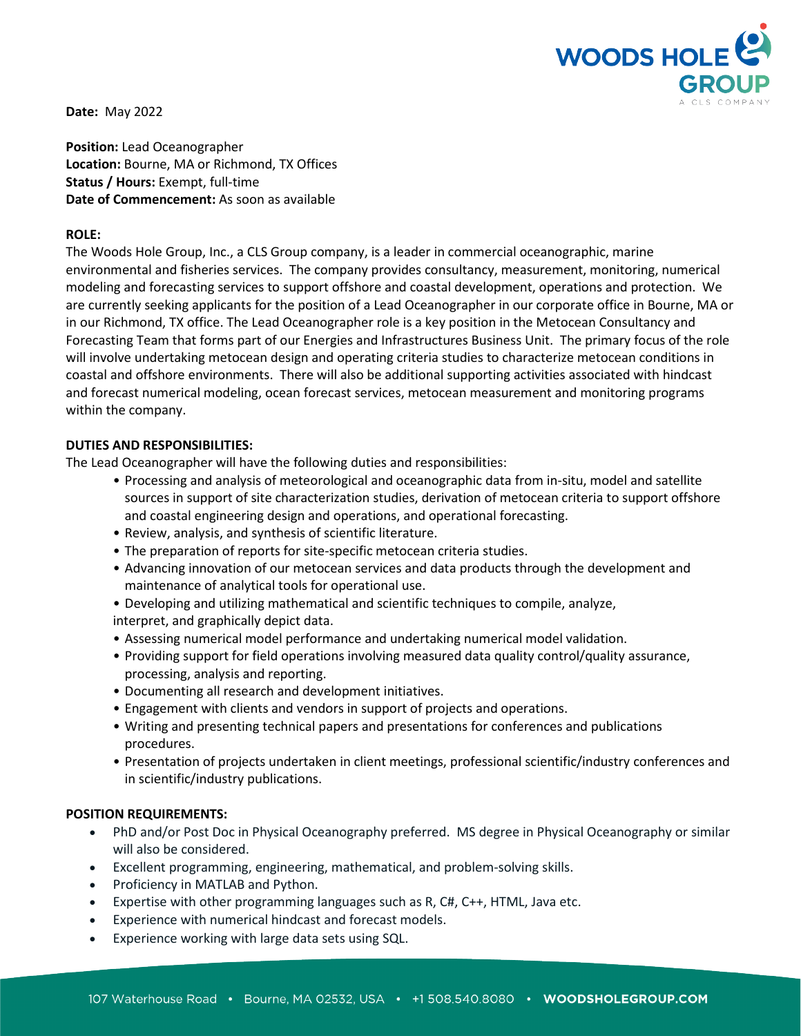**Date:** May 2022

**Position:** Lead Oceanographer
**Location:** Bourne, MA or Richmond, TX Offices
**Status / Hours:** Exempt, full-time
**Date of Commencement:** As soon as available

**ROLE:**

The Woods Hole Group, Inc., a CLS Group company, is a leader in commercial oceanographic, marine environmental and fisheries services. The company provides consultancy, measurement, monitoring, numerical modeling and forecasting services to support offshore and coastal development, operations and protection. We are currently seeking applicants for the position of a Lead Oceanographer in our corporate office in Bourne, MA or in our Richmond, TX office. The Lead Oceanographer role is a key position in the Metocean Consultancy and Forecasting Team that forms part of our Energies and Infrastructures Business Unit. The primary focus of the role will involve undertaking metocean design and operating criteria studies to characterize metocean conditions in coastal and offshore environments. There will also be additional supporting activities associated with hindcast and forecast numerical modeling, ocean forecast services, metocean measurement and monitoring programs within the company.

**DUTIES AND RESPONSIBILITIES:**

The Lead Oceanographer will have the following duties and responsibilities:

- Processing and analysis of meteorological and oceanographic data from in-situ, model and satellite sources in support of site characterization studies, derivation of metocean criteria to support offshore and coastal engineering design and operations, and operational forecasting.
- Review, analysis, and synthesis of scientific literature.
- The preparation of reports for site-specific metocean criteria studies.
- Advancing innovation of our metocean services and data products through the development and maintenance of analytical tools for operational use.
- Developing and utilizing mathematical and scientific techniques to compile, analyze, interpret, and graphically depict data.
- Assessing numerical model performance and undertaking numerical model validation.
- Providing support for field operations involving measured data quality control/quality assurance, processing, analysis and reporting.
- Documenting all research and development initiatives.
- Engagement with clients and vendors in support of projects and operations.
- Writing and presenting technical papers and presentations for conferences and publications procedures.
- Presentation of projects undertaken in client meetings, professional scientific/industry conferences and in scientific/industry publications.

**POSITION REQUIREMENTS:**

- PhD and/or Post Doc in Physical Oceanography preferred. MS degree in Physical Oceanography or similar will also be considered.
- Excellent programming, engineering, mathematical, and problem-solving skills.
- Proficiency in MATLAB and Python.
- Expertise with other programming languages such as R, C#, C++, HTML, Java etc.
- Experience with numerical hindcast and forecast models.
- Experience working with large data sets using SQL.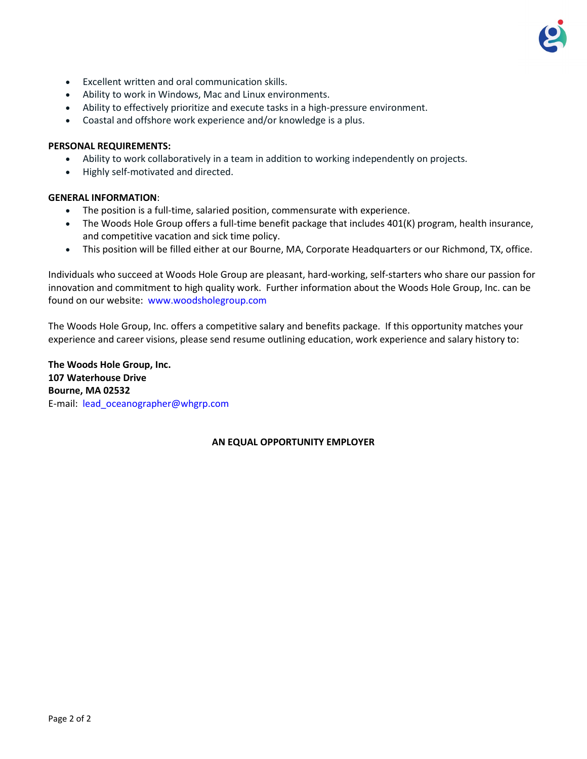- Excellent written and oral communication skills.
- Ability to work in Windows, Mac and Linux environments.
- Ability to effectively prioritize and execute tasks in a high-pressure environment.
- Coastal and offshore work experience and/or knowledge is a plus.

**PERSONAL REQUIREMENTS:**

- Ability to work collaboratively in a team in addition to working independently on projects.
- Highly self-motivated and directed.

**GENERAL INFORMATION**:

- The position is a full-time, salaried position, commensurate with experience.
- The Woods Hole Group offers a full-time benefit package that includes 401(K) program, health insurance, and competitive vacation and sick time policy.
- This position will be filled either at our Bourne, MA, Corporate Headquarters or our Richmond, TX, office.

Individuals who succeed at Woods Hole Group are pleasant, hard-working, self-starters who share our passion for innovation and commitment to high quality work. Further information about the Woods Hole Group, Inc. can be found on our website: www.woodsholegroup.com

The Woods Hole Group, Inc. offers a competitive salary and benefits package. If this opportunity matches your experience and career visions, please send resume outlining education, work experience and salary history to:

**The Woods Hole Group, Inc.**
**107 Waterhouse Drive**
**Bourne, MA 02532**
E-mail: lead_oceanographer@whgrp.com

**AN EQUAL OPPORTUNITY EMPLOYER**